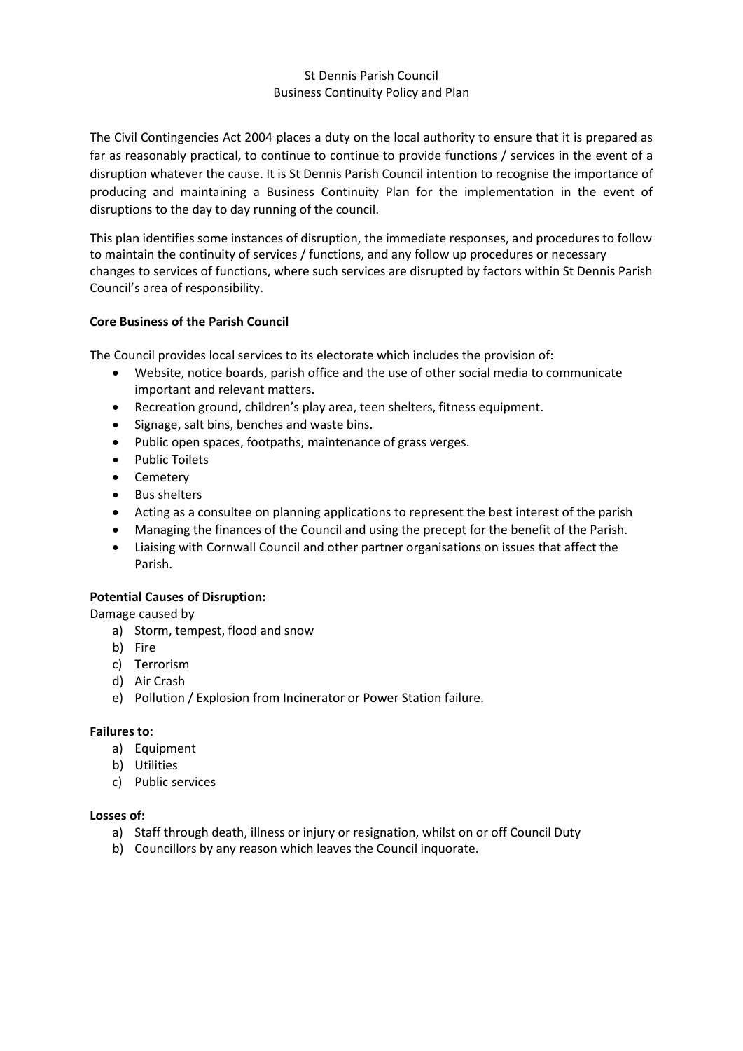St Dennis Parish Council
Business Continuity Policy and Plan

The Civil Contingencies Act 2004 places a duty on the local authority to ensure that it is prepared as far as reasonably practical, to continue to continue to provide functions / services in the event of a disruption whatever the cause. It is St Dennis Parish Council intention to recognise the importance of producing and maintaining a Business Continuity Plan for the implementation in the event of disruptions to the day to day running of the council.

This plan identifies some instances of disruption, the immediate responses, and procedures to follow to maintain the continuity of services / functions, and any follow up procedures or necessary changes to services of functions, where such services are disrupted by factors within St Dennis Parish Council's area of responsibility.

**Core Business of the Parish Council**

The Council provides local services to its electorate which includes the provision of:

- Website, notice boards, parish office and the use of other social media to communicate important and relevant matters.
- Recreation ground, children's play area, teen shelters, fitness equipment.
- Signage, salt bins, benches and waste bins.
- Public open spaces, footpaths, maintenance of grass verges.
- Public Toilets
- Cemetery
- Bus shelters
- Acting as a consultee on planning applications to represent the best interest of the parish
- Managing the finances of the Council and using the precept for the benefit of the Parish.
- Liaising with Cornwall Council and other partner organisations on issues that affect the Parish.

**Potential Causes of Disruption:**

Damage caused by

a) Storm, tempest, flood and snow
b) Fire
c) Terrorism
d) Air Crash
e) Pollution / Explosion from Incinerator or Power Station failure.

**Failures to:**

a) Equipment
b) Utilities
c) Public services

**Losses of:**

a) Staff through death, illness or injury or resignation, whilst on or off Council Duty
b) Councillors by any reason which leaves the Council inquorate.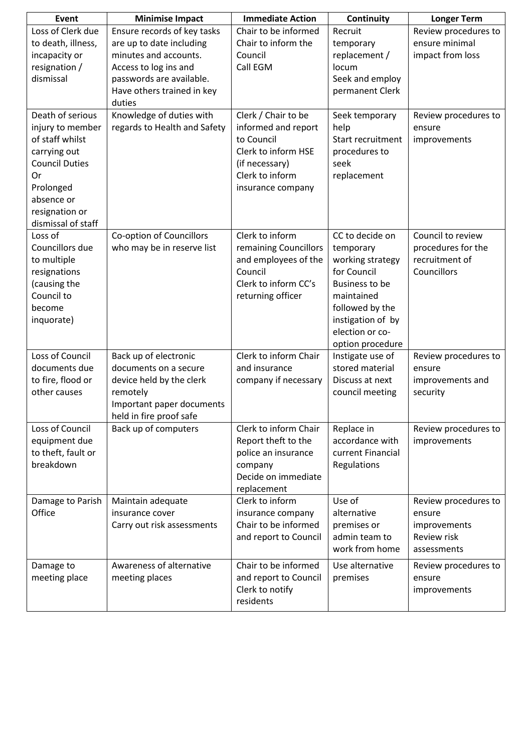| Event | Minimise Impact | Immediate Action | Continuity | Longer Term |
|---|---|---|---|---|
| Loss of Clerk due to death, illness, incapacity or resignation / dismissal | Ensure records of key tasks are up to date including minutes and accounts. Access to log ins and passwords are available. Have others trained in key duties | Chair to be informed Chair to inform the Council Call EGM | Recruit temporary replacement / locum Seek and employ permanent Clerk | Review procedures to ensure minimal impact from loss |
| Death of serious injury to member of staff whilst carrying out Council Duties Or Prolonged absence or resignation or dismissal of staff | Knowledge of duties with regards to Health and Safety | Clerk / Chair to be informed and report to Council Clerk to inform HSE (if necessary) Clerk to inform insurance company | Seek temporary help Start recruitment procedures to seek replacement | Review procedures to ensure improvements |
| Loss of Councillors due to multiple resignations (causing the Council to become inquorate) | Co-option of Councillors who may be in reserve list | Clerk to inform remaining Councillors and employees of the Council Clerk to inform CC's returning officer | CC to decide on temporary working strategy for Council Business to be maintained followed by the instigation of by election or co-option procedure | Council to review procedures for the recruitment of Councillors |
| Loss of Council documents due to fire, flood or other causes | Back up of electronic documents on a secure device held by the clerk remotely Important paper documents held in fire proof safe | Clerk to inform Chair and insurance company if necessary | Instigate use of stored material Discuss at next council meeting | Review procedures to ensure improvements and security |
| Loss of Council equipment due to theft, fault or breakdown | Back up of computers | Clerk to inform Chair Report theft to the police an insurance company Decide on immediate replacement | Replace in accordance with current Financial Regulations | Review procedures to improvements |
| Damage to Parish Office | Maintain adequate insurance cover Carry out risk assessments | Clerk to inform insurance company Chair to be informed and report to Council | Use of alternative premises or admin team to work from home | Review procedures to ensure improvements Review risk assessments |
| Damage to meeting place | Awareness of alternative meeting places | Chair to be informed and report to Council Clerk to notify residents | Use alternative premises | Review procedures to ensure improvements |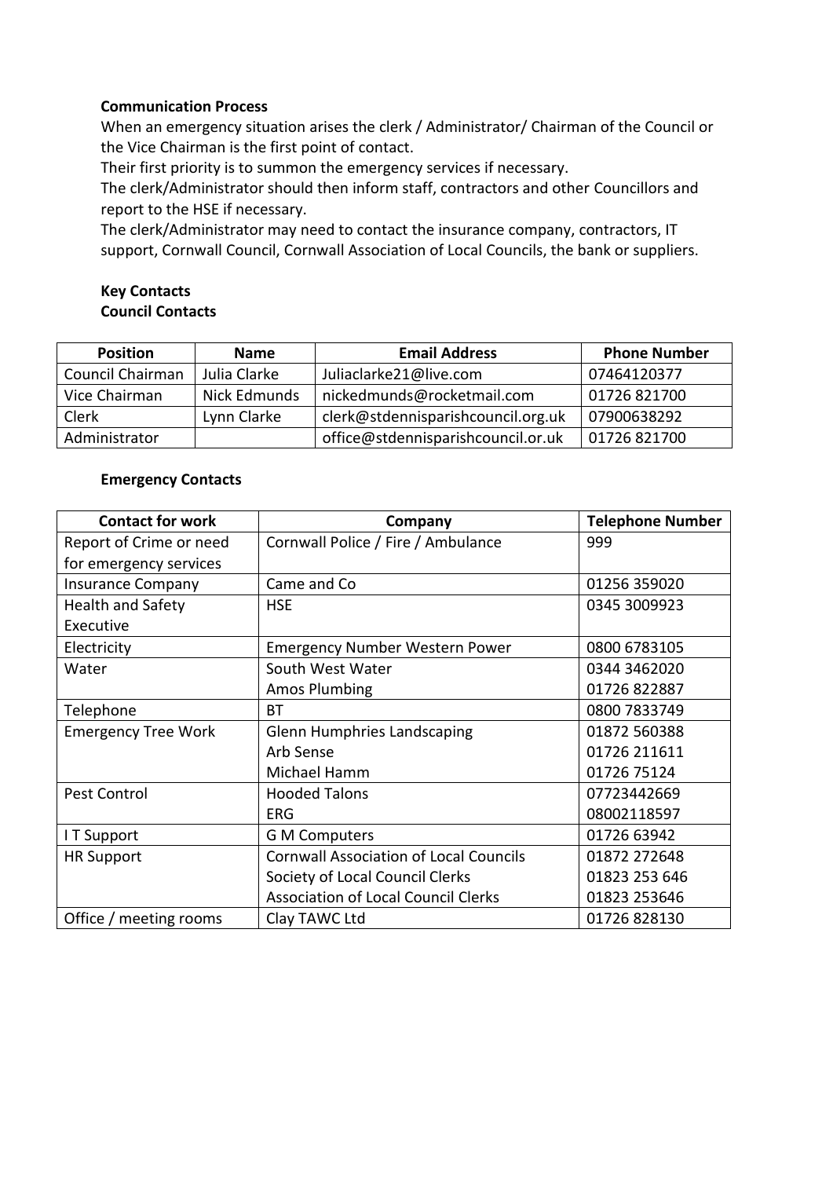**Communication Process**

When an emergency situation arises the clerk / Administrator/ Chairman of the Council or the Vice Chairman is the first point of contact.

Their first priority is to summon the emergency services if necessary.

The clerk/Administrator should then inform staff, contractors and other Councillors and report to the HSE if necessary.

The clerk/Administrator may need to contact the insurance company, contractors, IT support, Cornwall Council, Cornwall Association of Local Councils, the bank or suppliers.

**Key Contacts**

**Council Contacts**

| Position | Name | Email Address | Phone Number |
|---|---|---|---|
| Council Chairman | Julia Clarke | Juliaclarke21@live.com | 07464120377 |
| Vice Chairman | Nick Edmunds | nickedmunds@rocketmail.com | 01726 821700 |
| Clerk | Lynn Clarke | clerk@stdennisparishcouncil.org.uk | 07900638292 |
| Administrator | | office@stdennisparishcouncil.or.uk | 01726 821700 |

**Emergency Contacts**

| Contact for work | Company | Telephone Number |
|---|---|---|
| Report of Crime or need for emergency services | Cornwall Police / Fire / Ambulance | 999 |
| Insurance Company | Came and Co | 01256 359020 |
| Health and Safety Executive | HSE | 0345 3009923 |
| Electricity | Emergency Number Western Power | 0800 6783105 |
| Water | South West Water<br>Amos Plumbing | 0344 3462020<br>01726 822887 |
| Telephone | BT | 0800 7833749 |
| Emergency Tree Work | Glenn Humphries Landscaping<br>Arb Sense<br>Michael Hamm | 01872 560388<br>01726 211611<br>01726 75124 |
| Pest Control | Hooded Talons<br>ERG | 07723442669<br>08002118597 |
| I T Support | G M Computers | 01726 63942 |
| HR Support | Cornwall Association of Local Councils<br>Society of Local Council Clerks<br>Association of Local Council Clerks | 01872 272648<br>01823 253 646<br>01823 253646 |
| Office / meeting rooms | Clay TAWC Ltd | 01726 828130 |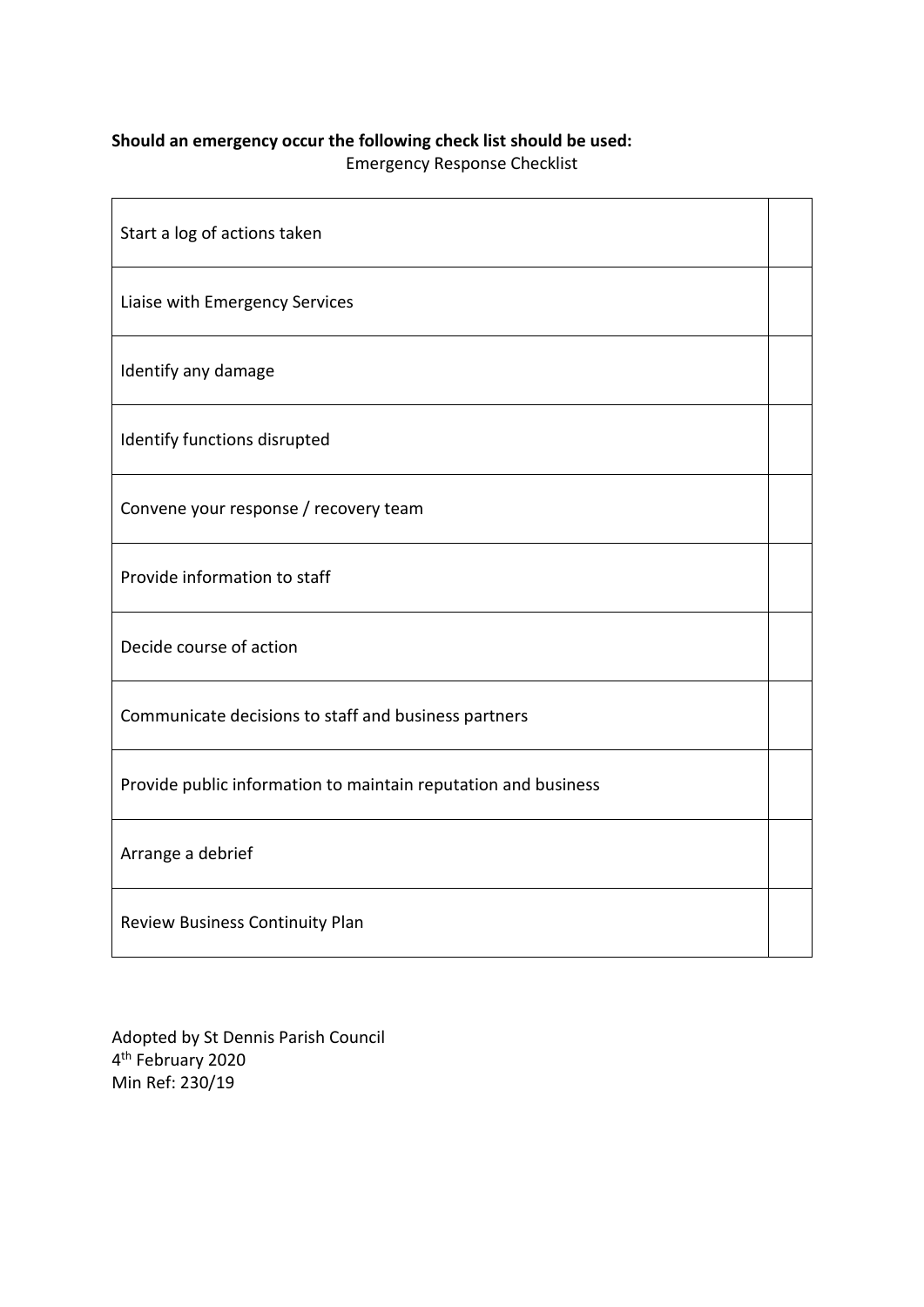**Should an emergency occur the following check list should be used:**

Emergency Response Checklist

| | |
|---|---|
| Start a log of actions taken | |
| Liaise with Emergency Services | |
| Identify any damage | |
| Identify functions disrupted | |
| Convene your response / recovery team | |
| Provide information to staff | |
| Decide course of action | |
| Communicate decisions to staff and business partners | |
| Provide public information to maintain reputation and business | |
| Arrange a debrief | |
| Review Business Continuity Plan | |

Adopted by St Dennis Parish Council
4th February 2020
Min Ref: 230/19